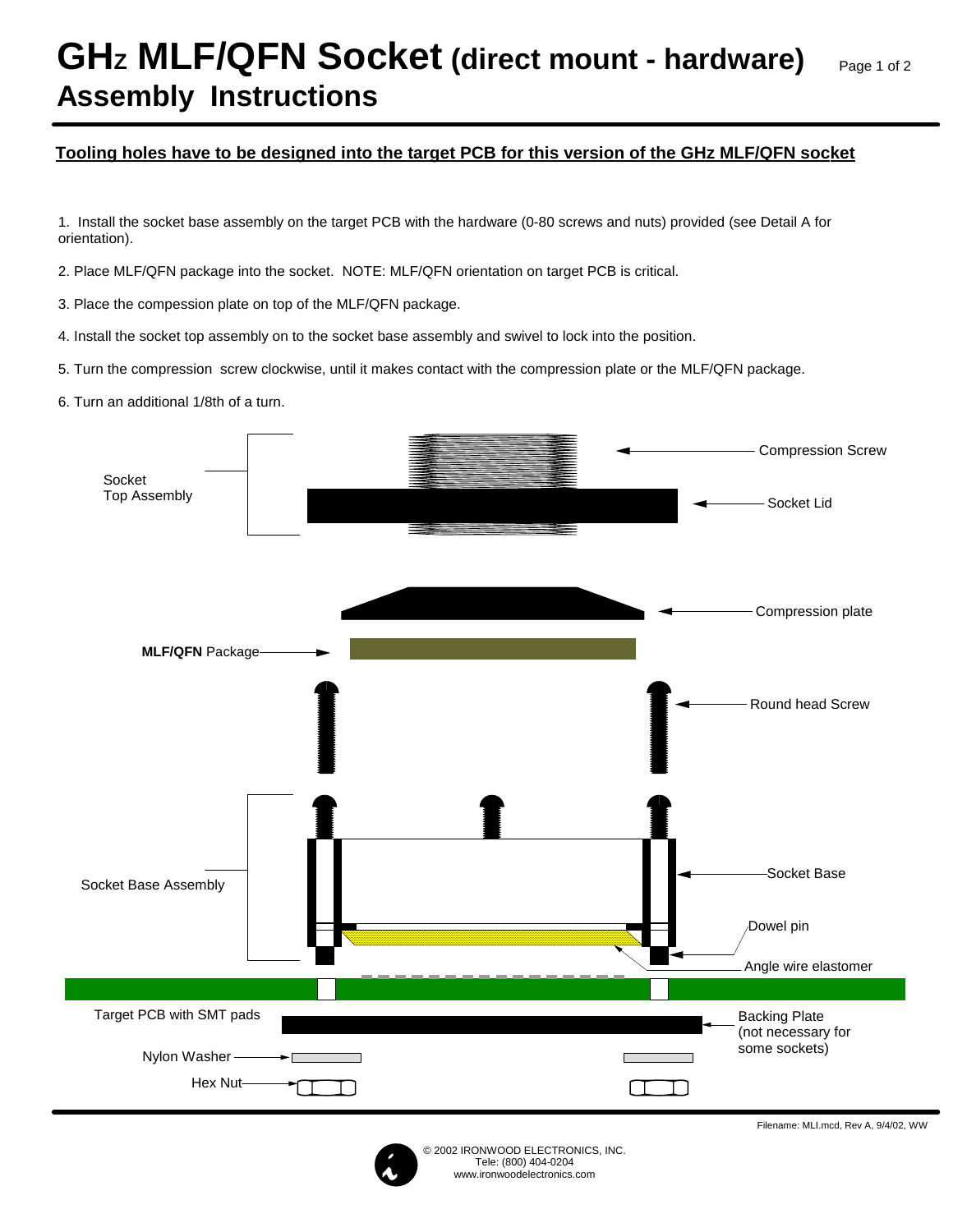# GHz MLF/QFN Socket (direct mount - hardware) Assembly Instructions

**Tooling holes have to be designed into the target PCB for this version of the GHz MLF/QFN socket**

1. Install the socket base assembly on the target PCB with the hardware (0-80 screws and nuts) provided (see Detail A for orientation).

2. Place MLF/QFN package into the socket. NOTE: MLF/QFN orientation on target PCB is critical.

3. Place the compession plate on top of the MLF/QFN package.

4. Install the socket top assembly on to the socket base assembly and swivel to lock into the position.

5. Turn the compression screw clockwise, until it makes contact with the compression plate or the MLF/QFN package.

6. Turn an additional 1/8th of a turn.

Socket Top Assembly

Compression Screw

Socket Lid

Compression plate

**MLF/QFN** Package

Round head Screw

Socket Base Assembly

Socket Base

Dowel pin

Angle wire elastomer

Target PCB with SMT pads

Backing Plate (not necessary for some sockets)

Nylon Washer

Hex Nut

Filename: MLI.mcd, Rev A, 9/4/02, WW

© 2002 IRONWOOD ELECTRONICS, INC.
Tele: (800) 404-0204
www.ironwoodelectronics.com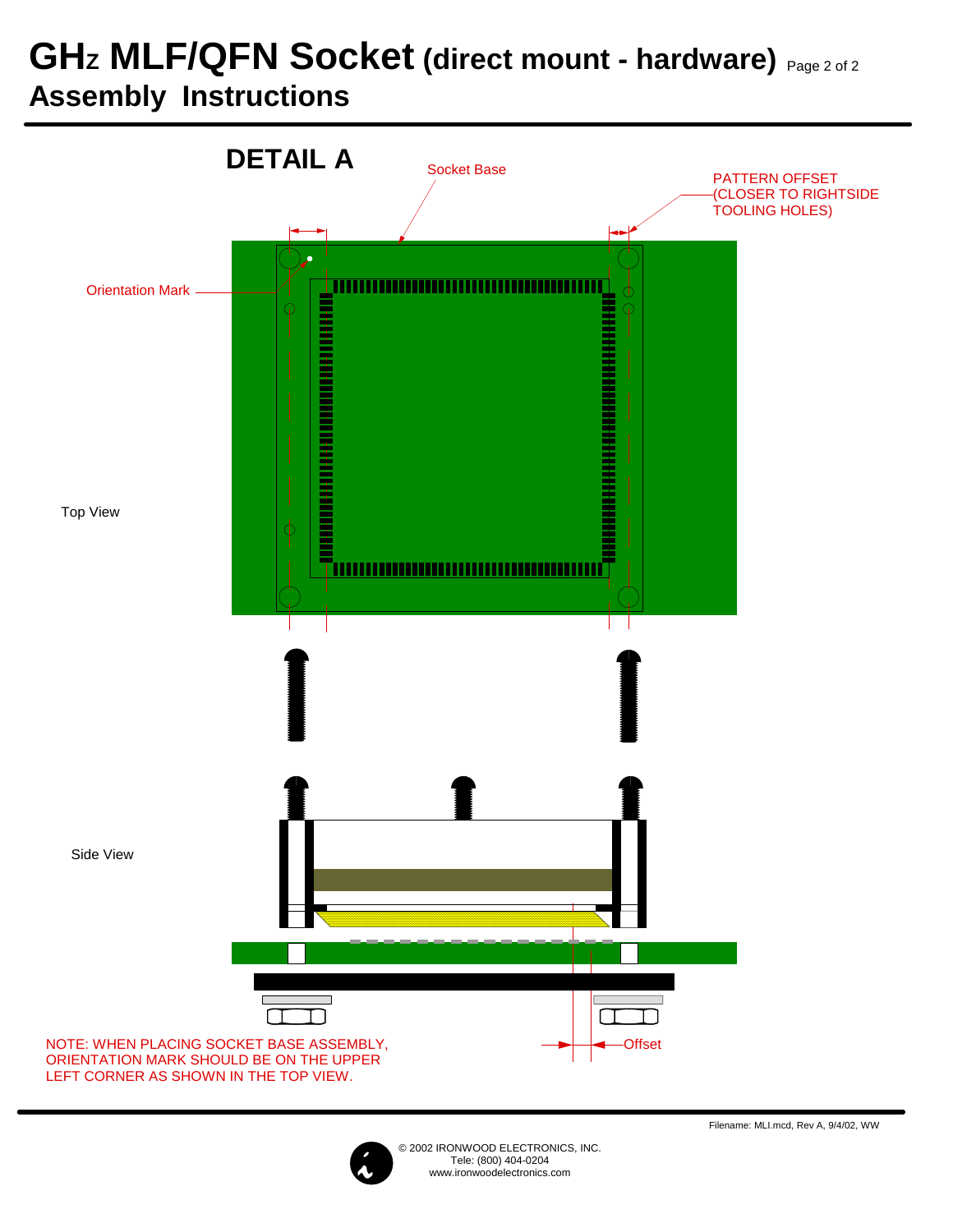# GHz MLF/QFN Socket (direct mount - hardware)

## Assembly Instructions

### DETAIL A

Socket Base

PATTERN OFFSET (CLOSER TO RIGHTSIDE TOOLING HOLES)

Orientation Mark

Top View

Side View

Offset

NOTE: WHEN PLACING SOCKET BASE ASSEMBLY, ORIENTATION MARK SHOULD BE ON THE UPPER LEFT CORNER AS SHOWN IN THE TOP VIEW.

Filename: MLI.mcd, Rev A, 9/4/02, WW

© 2002 IRONWOOD ELECTRONICS, INC.
Tele: (800) 404-0204
www.ironwoodelectronics.com